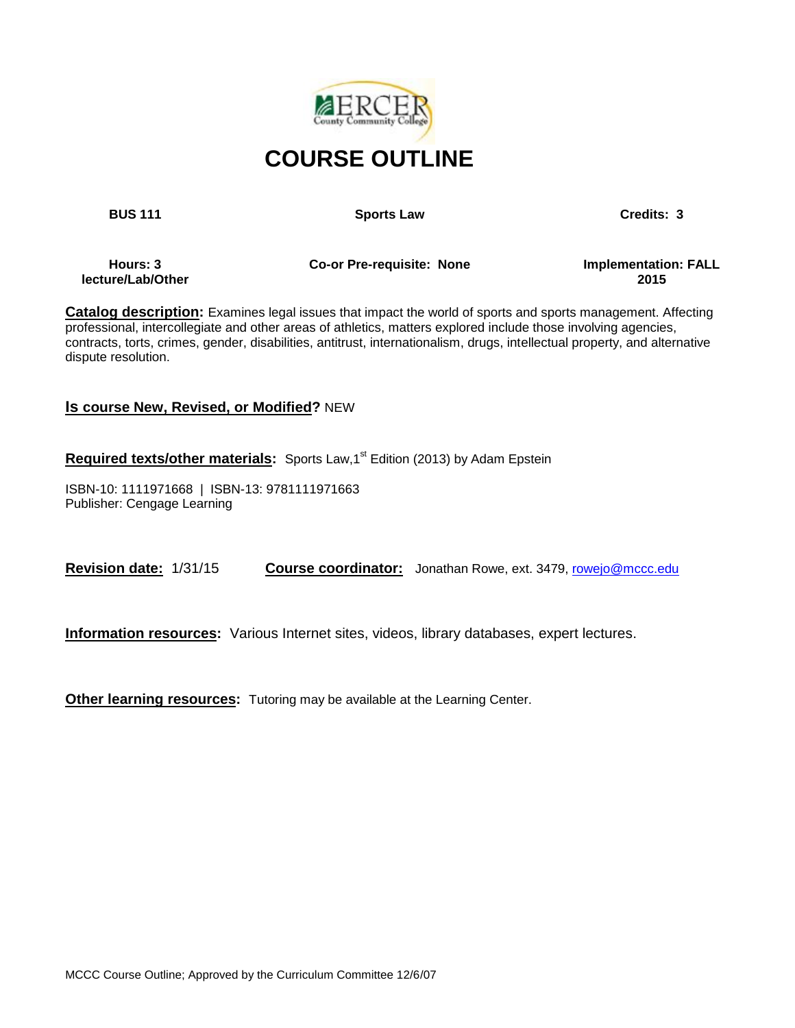# COURSE OUTLINE

| BUS 111 | Sports Law | Credits: 3 |
|---|---|---|
| Hours: 3 lecture/Lab/Other | Co-or Pre-requisite: None | Implementation: FALL 2015 |

**Catalog description:** Examines legal issues that impact the world of sports and sports management. Affecting professional, intercollegiate and other areas of athletics, matters explored include those involving agencies, contracts, torts, crimes, gender, disabilities, antitrust, internationalism, drugs, intellectual property, and alternative dispute resolution.

**Is course New, Revised, or Modified?** NEW

**Required texts/other materials:** Sports Law,1st Edition (2013) by Adam Epstein

ISBN-10: 1111971668 | ISBN-13: 9781111971663
Publisher: Cengage Learning

**Revision date:** 1/31/15 **Course coordinator:** Jonathan Rowe, ext. 3479, rowejo@mccc.edu

**Information resources:** Various Internet sites, videos, library databases, expert lectures.

**Other learning resources:** Tutoring may be available at the Learning Center.

MCCC Course Outline; Approved by the Curriculum Committee 12/6/07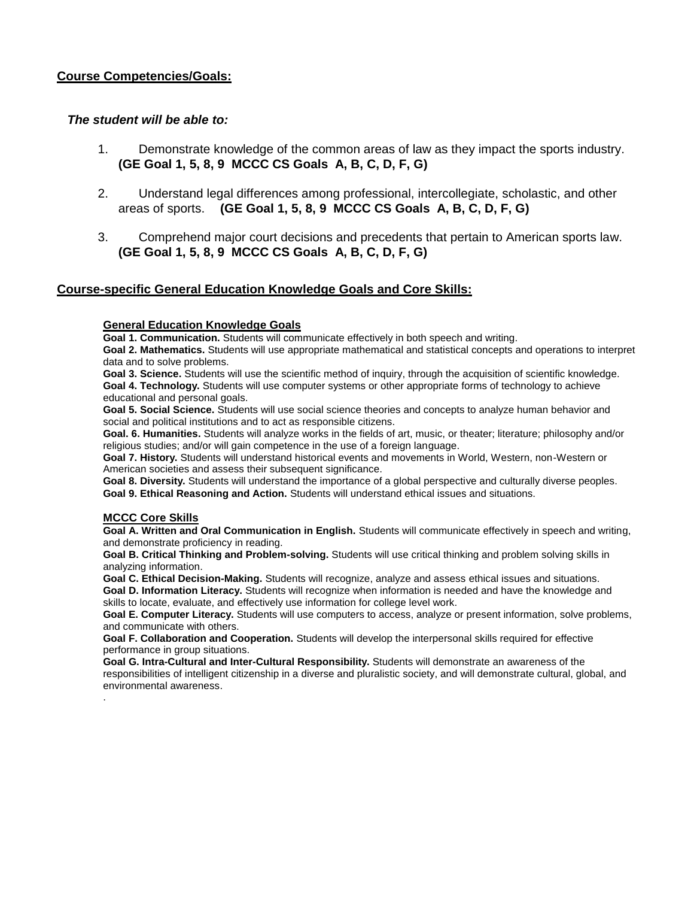**Course Competencies/Goals:**

***The student will be able to:***

1. Demonstrate knowledge of the common areas of law as they impact the sports industry. **(GE Goal 1, 5, 8, 9 MCCC CS Goals A, B, C, D, F, G)**

2. Understand legal differences among professional, intercollegiate, scholastic, and other areas of sports. **(GE Goal 1, 5, 8, 9 MCCC CS Goals A, B, C, D, F, G)**

3. Comprehend major court decisions and precedents that pertain to American sports law. **(GE Goal 1, 5, 8, 9 MCCC CS Goals A, B, C, D, F, G)**

**Course-specific General Education Knowledge Goals and Core Skills:**

**General Education Knowledge Goals**

**Goal 1. Communication.** Students will communicate effectively in both speech and writing.

**Goal 2. Mathematics.** Students will use appropriate mathematical and statistical concepts and operations to interpret data and to solve problems.

**Goal 3. Science.** Students will use the scientific method of inquiry, through the acquisition of scientific knowledge.

**Goal 4. Technology.** Students will use computer systems or other appropriate forms of technology to achieve educational and personal goals.

**Goal 5. Social Science.** Students will use social science theories and concepts to analyze human behavior and social and political institutions and to act as responsible citizens.

**Goal. 6. Humanities.** Students will analyze works in the fields of art, music, or theater; literature; philosophy and/or religious studies; and/or will gain competence in the use of a foreign language.

**Goal 7. History.** Students will understand historical events and movements in World, Western, non-Western or American societies and assess their subsequent significance.

**Goal 8. Diversity.** Students will understand the importance of a global perspective and culturally diverse peoples.

**Goal 9. Ethical Reasoning and Action.** Students will understand ethical issues and situations.

**MCCC Core Skills**

**Goal A. Written and Oral Communication in English.** Students will communicate effectively in speech and writing, and demonstrate proficiency in reading.

**Goal B. Critical Thinking and Problem-solving.** Students will use critical thinking and problem solving skills in analyzing information.

**Goal C. Ethical Decision-Making.** Students will recognize, analyze and assess ethical issues and situations.

**Goal D. Information Literacy.** Students will recognize when information is needed and have the knowledge and skills to locate, evaluate, and effectively use information for college level work.

**Goal E. Computer Literacy.** Students will use computers to access, analyze or present information, solve problems, and communicate with others.

**Goal F. Collaboration and Cooperation.** Students will develop the interpersonal skills required for effective performance in group situations.

**Goal G. Intra-Cultural and Inter-Cultural Responsibility.** Students will demonstrate an awareness of the responsibilities of intelligent citizenship in a diverse and pluralistic society, and will demonstrate cultural, global, and environmental awareness.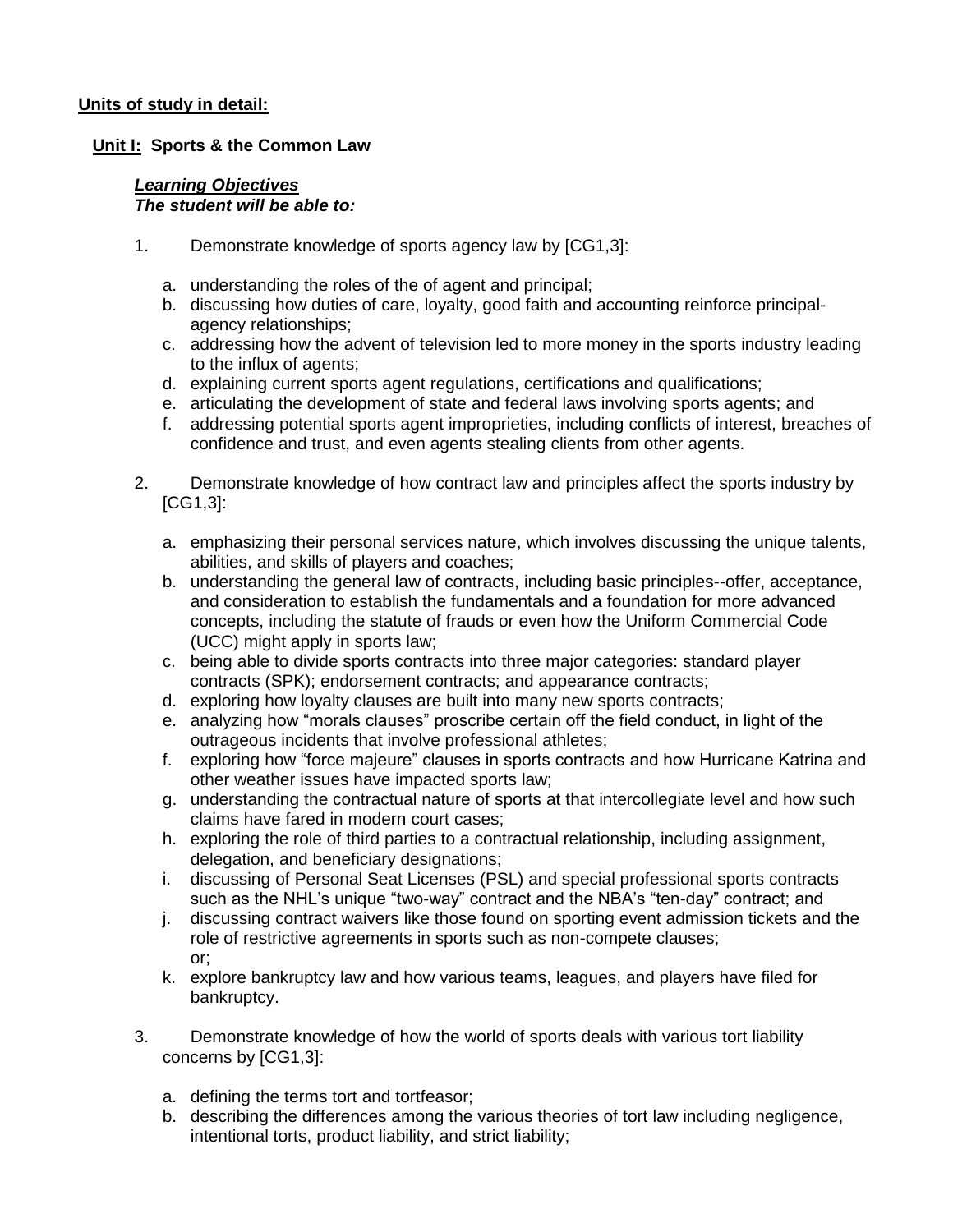**Units of study in detail:**

**Unit I: Sports & the Common Law**

***Learning Objectives***
***The student will be able to:***

1. Demonstrate knowledge of sports agency law by [CG1,3]:

   a. understanding the roles of the of agent and principal;
   b. discussing how duties of care, loyalty, good faith and accounting reinforce principal-agency relationships;
   c. addressing how the advent of television led to more money in the sports industry leading to the influx of agents;
   d. explaining current sports agent regulations, certifications and qualifications;
   e. articulating the development of state and federal laws involving sports agents; and
   f. addressing potential sports agent improprieties, including conflicts of interest, breaches of confidence and trust, and even agents stealing clients from other agents.

2. Demonstrate knowledge of how contract law and principles affect the sports industry by [CG1,3]:

   a. emphasizing their personal services nature, which involves discussing the unique talents, abilities, and skills of players and coaches;
   b. understanding the general law of contracts, including basic principles--offer, acceptance, and consideration to establish the fundamentals and a foundation for more advanced concepts, including the statute of frauds or even how the Uniform Commercial Code (UCC) might apply in sports law;
   c. being able to divide sports contracts into three major categories: standard player contracts (SPK); endorsement contracts; and appearance contracts;
   d. exploring how loyalty clauses are built into many new sports contracts;
   e. analyzing how "morals clauses" proscribe certain off the field conduct, in light of the outrageous incidents that involve professional athletes;
   f. exploring how "force majeure" clauses in sports contracts and how Hurricane Katrina and other weather issues have impacted sports law;
   g. understanding the contractual nature of sports at that intercollegiate level and how such claims have fared in modern court cases;
   h. exploring the role of third parties to a contractual relationship, including assignment, delegation, and beneficiary designations;
   i. discussing of Personal Seat Licenses (PSL) and special professional sports contracts such as the NHL's unique "two-way" contract and the NBA's "ten-day" contract; and
   j. discussing contract waivers like those found on sporting event admission tickets and the role of restrictive agreements in sports such as non-compete clauses;
   or;
   k. explore bankruptcy law and how various teams, leagues, and players have filed for bankruptcy.

3. Demonstrate knowledge of how the world of sports deals with various tort liability concerns by [CG1,3]:

   a. defining the terms tort and tortfeasor;
   b. describing the differences among the various theories of tort law including negligence, intentional torts, product liability, and strict liability;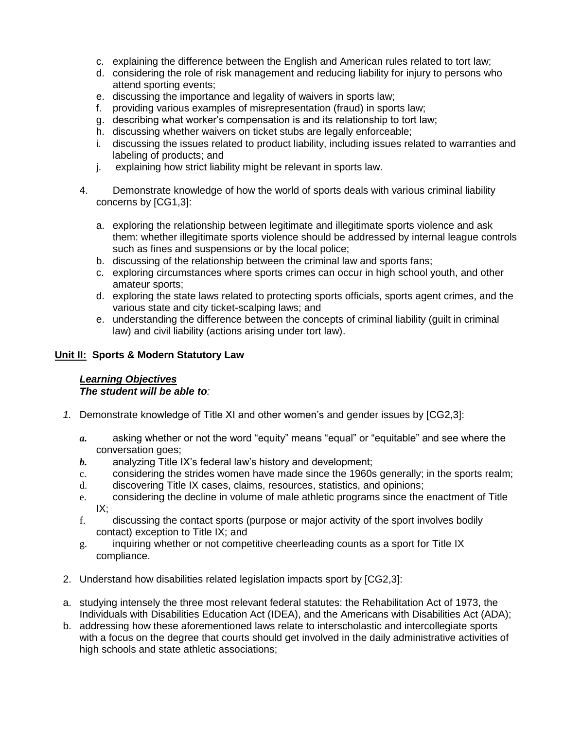c. explaining the difference between the English and American rules related to tort law;
d. considering the role of risk management and reducing liability for injury to persons who attend sporting events;
e. discussing the importance and legality of waivers in sports law;
f. providing various examples of misrepresentation (fraud) in sports law;
g. describing what worker's compensation is and its relationship to tort law;
h. discussing whether waivers on ticket stubs are legally enforceable;
i. discussing the issues related to product liability, including issues related to warranties and labeling of products; and
j. explaining how strict liability might be relevant in sports law.

4. Demonstrate knowledge of how the world of sports deals with various criminal liability concerns by [CG1,3]:

   a. exploring the relationship between legitimate and illegitimate sports violence and ask them: whether illegitimate sports violence should be addressed by internal league controls such as fines and suspensions or by the local police;
   b. discussing of the relationship between the criminal law and sports fans;
   c. exploring circumstances where sports crimes can occur in high school youth, and other amateur sports;
   d. exploring the state laws related to protecting sports officials, sports agent crimes, and the various state and city ticket-scalping laws; and
   e. understanding the difference between the concepts of criminal liability (guilt in criminal law) and civil liability (actions arising under tort law).

**<u>Unit II:</u> Sports & Modern Statutory Law**

***<u>Learning Objectives</u>***
***The student will be able to:***

1. Demonstrate knowledge of Title XI and other women's and gender issues by [CG2,3]:

   ***a.*** asking whether or not the word "equity" means "equal" or "equitable" and see where the conversation goes;
   ***b.*** analyzing Title IX's federal law's history and development;
   c. considering the strides women have made since the 1960s generally; in the sports realm;
   d. discovering Title IX cases, claims, resources, statistics, and opinions;
   e. considering the decline in volume of male athletic programs since the enactment of Title IX;
   f. discussing the contact sports (purpose or major activity of the sport involves bodily contact) exception to Title IX; and
   g. inquiring whether or not competitive cheerleading counts as a sport for Title IX compliance.

2. Understand how disabilities related legislation impacts sport by [CG2,3]:

a. studying intensely the three most relevant federal statutes: the Rehabilitation Act of 1973, the Individuals with Disabilities Education Act (IDEA), and the Americans with Disabilities Act (ADA);
b. addressing how these aforementioned laws relate to interscholastic and intercollegiate sports with a focus on the degree that courts should get involved in the daily administrative activities of high schools and state athletic associations;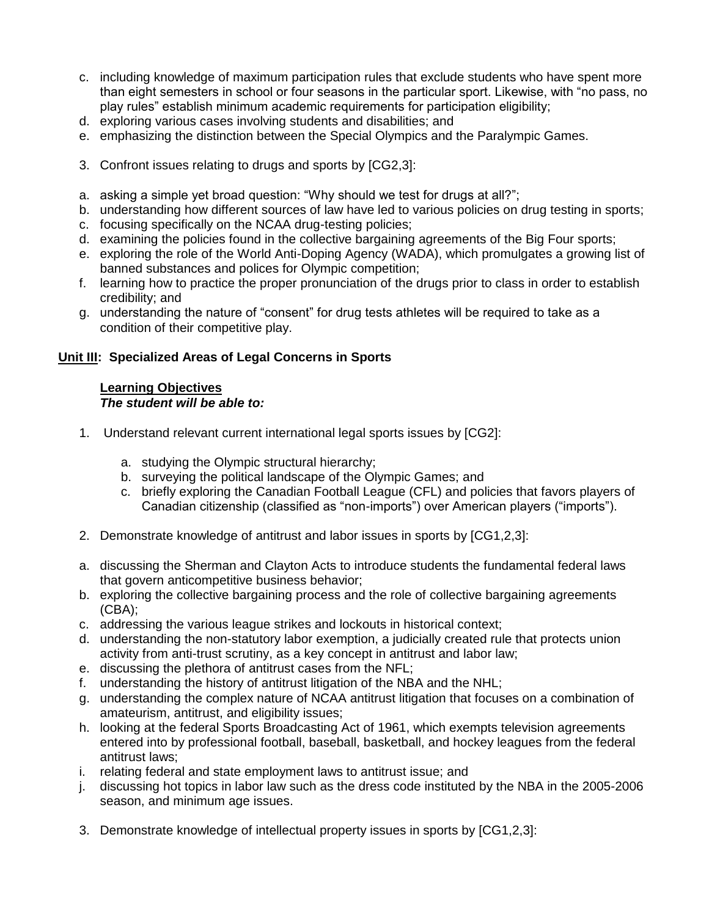c. including knowledge of maximum participation rules that exclude students who have spent more than eight semesters in school or four seasons in the particular sport. Likewise, with "no pass, no play rules" establish minimum academic requirements for participation eligibility;
d. exploring various cases involving students and disabilities; and
e. emphasizing the distinction between the Special Olympics and the Paralympic Games.

3. Confront issues relating to drugs and sports by [CG2,3]:

a. asking a simple yet broad question: "Why should we test for drugs at all?";
b. understanding how different sources of law have led to various policies on drug testing in sports;
c. focusing specifically on the NCAA drug-testing policies;
d. examining the policies found in the collective bargaining agreements of the Big Four sports;
e. exploring the role of the World Anti-Doping Agency (WADA), which promulgates a growing list of banned substances and polices for Olympic competition;
f. learning how to practice the proper pronunciation of the drugs prior to class in order to establish credibility; and
g. understanding the nature of "consent" for drug tests athletes will be required to take as a condition of their competitive play.

## **<u>Unit III</u>: Specialized Areas of Legal Concerns in Sports**

**<u>Learning Objectives</u>**
***The student will be able to:***

1. Understand relevant current international legal sports issues by [CG2]:

   a. studying the Olympic structural hierarchy;
   b. surveying the political landscape of the Olympic Games; and
   c. briefly exploring the Canadian Football League (CFL) and policies that favors players of Canadian citizenship (classified as "non-imports") over American players ("imports").

2. Demonstrate knowledge of antitrust and labor issues in sports by [CG1,2,3]:

a. discussing the Sherman and Clayton Acts to introduce students the fundamental federal laws that govern anticompetitive business behavior;
b. exploring the collective bargaining process and the role of collective bargaining agreements (CBA);
c. addressing the various league strikes and lockouts in historical context;
d. understanding the non-statutory labor exemption, a judicially created rule that protects union activity from anti-trust scrutiny, as a key concept in antitrust and labor law;
e. discussing the plethora of antitrust cases from the NFL;
f. understanding the history of antitrust litigation of the NBA and the NHL;
g. understanding the complex nature of NCAA antitrust litigation that focuses on a combination of amateurism, antitrust, and eligibility issues;
h. looking at the federal Sports Broadcasting Act of 1961, which exempts television agreements entered into by professional football, baseball, basketball, and hockey leagues from the federal antitrust laws;
i. relating federal and state employment laws to antitrust issue; and
j. discussing hot topics in labor law such as the dress code instituted by the NBA in the 2005-2006 season, and minimum age issues.

3. Demonstrate knowledge of intellectual property issues in sports by [CG1,2,3]: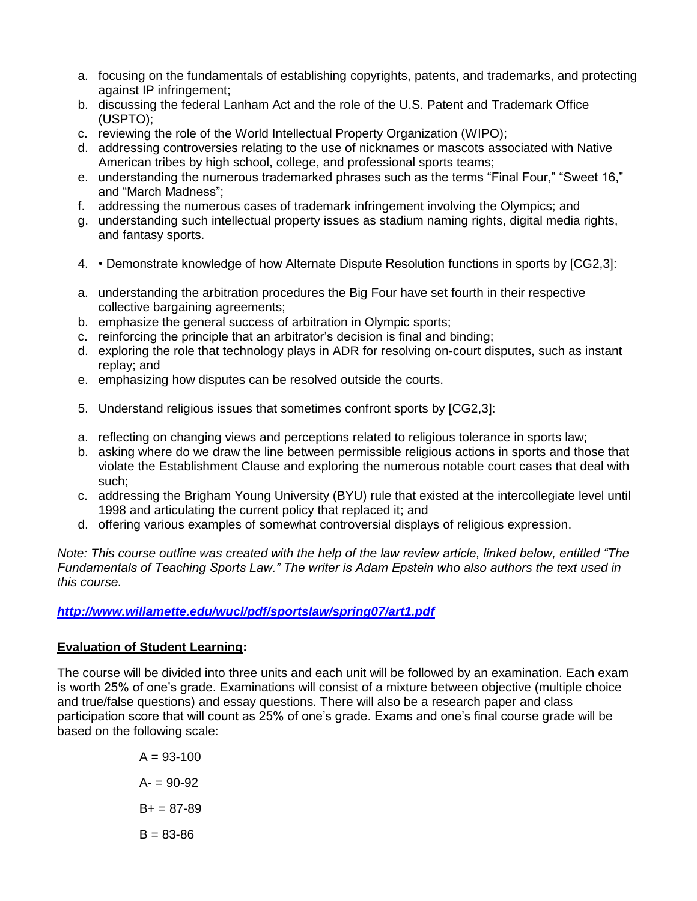a. focusing on the fundamentals of establishing copyrights, patents, and trademarks, and protecting against IP infringement;
b. discussing the federal Lanham Act and the role of the U.S. Patent and Trademark Office (USPTO);
c. reviewing the role of the World Intellectual Property Organization (WIPO);
d. addressing controversies relating to the use of nicknames or mascots associated with Native American tribes by high school, college, and professional sports teams;
e. understanding the numerous trademarked phrases such as the terms "Final Four," "Sweet 16," and "March Madness";
f. addressing the numerous cases of trademark infringement involving the Olympics; and
g. understanding such intellectual property issues as stadium naming rights, digital media rights, and fantasy sports.

4. • Demonstrate knowledge of how Alternate Dispute Resolution functions in sports by [CG2,3]:

a. understanding the arbitration procedures the Big Four have set fourth in their respective collective bargaining agreements;
b. emphasize the general success of arbitration in Olympic sports;
c. reinforcing the principle that an arbitrator's decision is final and binding;
d. exploring the role that technology plays in ADR for resolving on-court disputes, such as instant replay; and
e. emphasizing how disputes can be resolved outside the courts.

5. Understand religious issues that sometimes confront sports by [CG2,3]:

a. reflecting on changing views and perceptions related to religious tolerance in sports law;
b. asking where do we draw the line between permissible religious actions in sports and those that violate the Establishment Clause and exploring the numerous notable court cases that deal with such;
c. addressing the Brigham Young University (BYU) rule that existed at the intercollegiate level until 1998 and articulating the current policy that replaced it; and
d. offering various examples of somewhat controversial displays of religious expression.

*Note: This course outline was created with the help of the law review article, linked below, entitled "The Fundamentals of Teaching Sports Law." The writer is Adam Epstein who also authors the text used in this course.*

***http://www.willamette.edu/wucl/pdf/sportslaw/spring07/art1.pdf***

**Evaluation of Student Learning:**

The course will be divided into three units and each unit will be followed by an examination. Each exam is worth 25% of one's grade. Examinations will consist of a mixture between objective (multiple choice and true/false questions) and essay questions. There will also be a research paper and class participation score that will count as 25% of one's grade. Exams and one's final course grade will be based on the following scale:

A = 93-100

A- = 90-92

B+ = 87-89

B = 83-86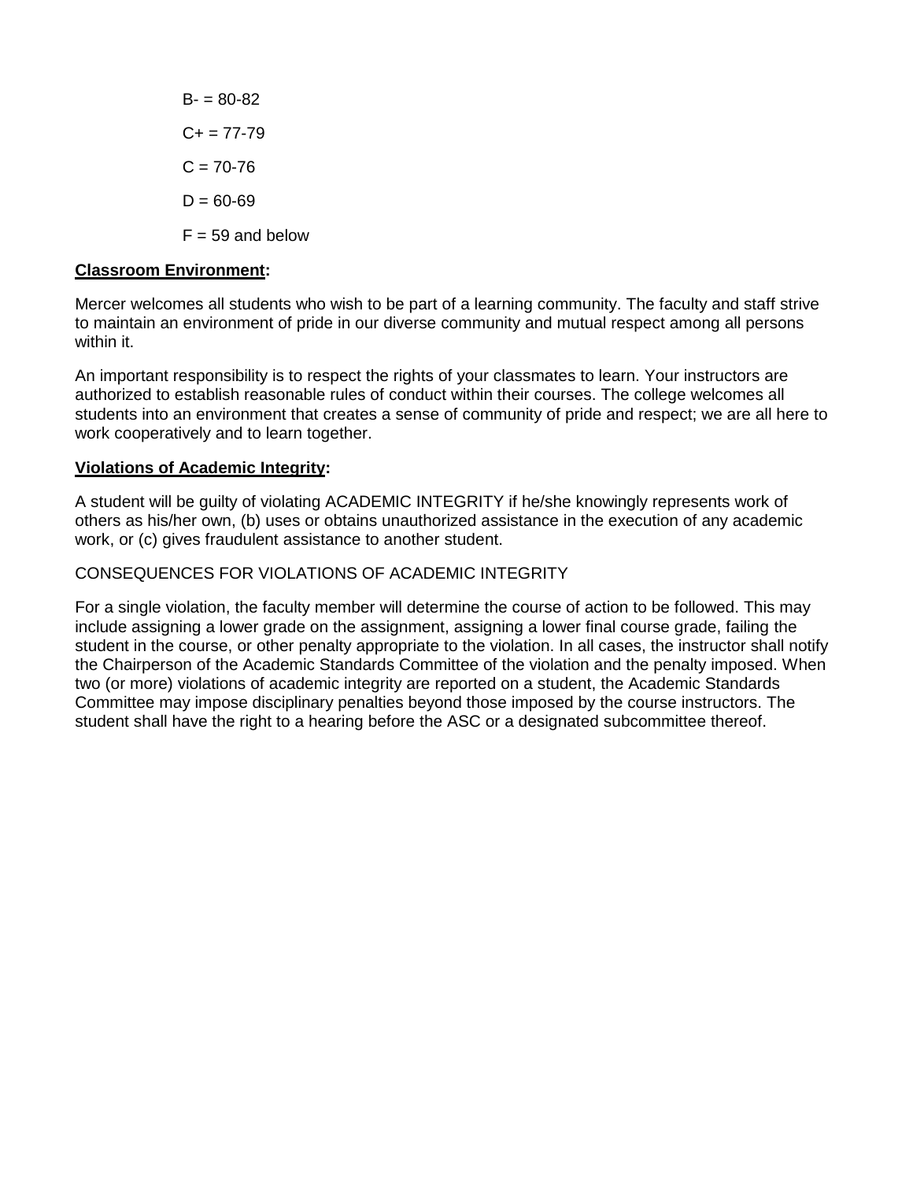B- = 80-82

C+ = 77-79

C = 70-76

D = 60-69

F = 59 and below

**<u>Classroom Environment</u>:**

Mercer welcomes all students who wish to be part of a learning community. The faculty and staff strive to maintain an environment of pride in our diverse community and mutual respect among all persons within it.

An important responsibility is to respect the rights of your classmates to learn. Your instructors are authorized to establish reasonable rules of conduct within their courses. The college welcomes all students into an environment that creates a sense of community of pride and respect; we are all here to work cooperatively and to learn together.

**<u>Violations of Academic Integrity</u>:**

A student will be guilty of violating ACADEMIC INTEGRITY if he/she knowingly represents work of others as his/her own, (b) uses or obtains unauthorized assistance in the execution of any academic work, or (c) gives fraudulent assistance to another student.

CONSEQUENCES FOR VIOLATIONS OF ACADEMIC INTEGRITY

For a single violation, the faculty member will determine the course of action to be followed. This may include assigning a lower grade on the assignment, assigning a lower final course grade, failing the student in the course, or other penalty appropriate to the violation. In all cases, the instructor shall notify the Chairperson of the Academic Standards Committee of the violation and the penalty imposed. When two (or more) violations of academic integrity are reported on a student, the Academic Standards Committee may impose disciplinary penalties beyond those imposed by the course instructors. The student shall have the right to a hearing before the ASC or a designated subcommittee thereof.